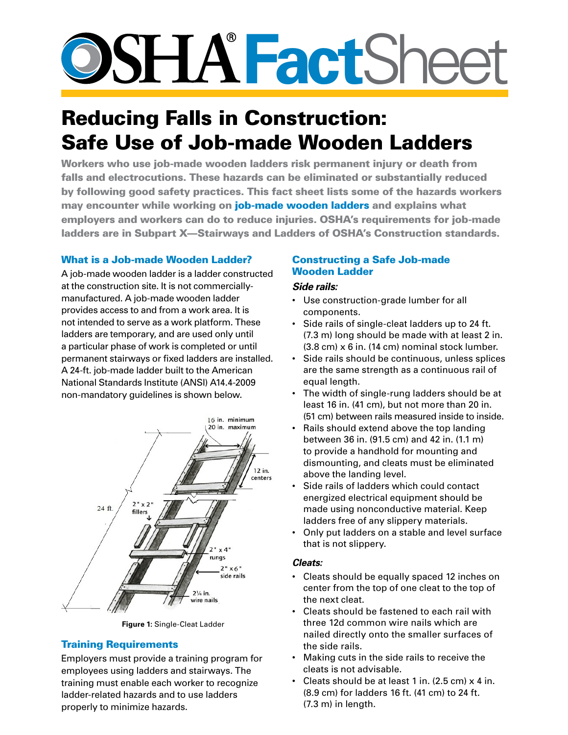# OSHA® FactSheet

## Reducing Falls in Construction: Safe Use of Job-made Wooden Ladders

**Workers who use job-made wooden ladders risk permanent injury or death from falls and electrocutions. These hazards can be eliminated or substantially reduced by following good safety practices. This fact sheet lists some of the hazards workers may encounter while working on job-made wooden ladders and explains what employers and workers can do to reduce injuries. OSHA's requirements for job-made ladders are in Subpart X—Stairways and Ladders of OSHA's Construction standards.**

### What is a Job-made Wooden Ladder?

A job-made wooden ladder is a ladder constructed at the construction site. It is not commercially-manufactured. A job-made wooden ladder provides access to and from a work area. It is not intended to serve as a work platform. These ladders are temporary, and are used only until a particular phase of work is completed or until permanent stairways or fixed ladders are installed. A 24-ft. job-made ladder built to the American National Standards Institute (ANSI) A14.4-2009 non-mandatory guidelines is shown below.

**Figure 1:** Single-Cleat Ladder

### Training Requirements

Employers must provide a training program for employees using ladders and stairways. The training must enable each worker to recognize ladder-related hazards and to use ladders properly to minimize hazards.

### Constructing a Safe Job-made Wooden Ladder

***Side rails:***

- Use construction-grade lumber for all components.
- Side rails of single-cleat ladders up to 24 ft. (7.3 m) long should be made with at least 2 in. (3.8 cm) x 6 in. (14 cm) nominal stock lumber.
- Side rails should be continuous, unless splices are the same strength as a continuous rail of equal length.
- The width of single-rung ladders should be at least 16 in. (41 cm), but not more than 20 in. (51 cm) between rails measured inside to inside.
- Rails should extend above the top landing between 36 in. (91.5 cm) and 42 in. (1.1 m) to provide a handhold for mounting and dismounting, and cleats must be eliminated above the landing level.
- Side rails of ladders which could contact energized electrical equipment should be made using nonconductive material. Keep ladders free of any slippery materials.
- Only put ladders on a stable and level surface that is not slippery.

***Cleats:***

- Cleats should be equally spaced 12 inches on center from the top of one cleat to the top of the next cleat.
- Cleats should be fastened to each rail with three 12d common wire nails which are nailed directly onto the smaller surfaces of the side rails.
- Making cuts in the side rails to receive the cleats is not advisable.
- Cleats should be at least 1 in. (2.5 cm) x 4 in. (8.9 cm) for ladders 16 ft. (41 cm) to 24 ft. (7.3 m) in length.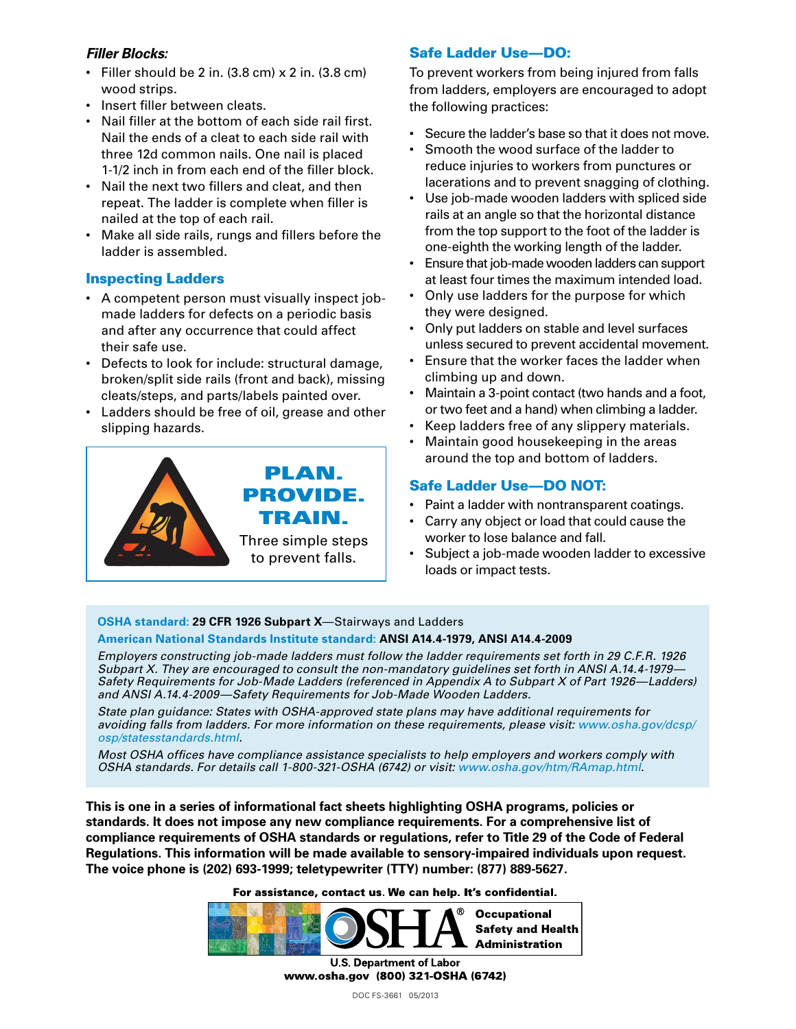### *Filler Blocks:*

- Filler should be 2 in. (3.8 cm) x 2 in. (3.8 cm) wood strips.
- Insert filler between cleats.
- Nail filler at the bottom of each side rail first. Nail the ends of a cleat to each side rail with three 12d common nails. One nail is placed 1-1/2 inch in from each end of the filler block.
- Nail the next two fillers and cleat, and then repeat. The ladder is complete when filler is nailed at the top of each rail.
- Make all side rails, rungs and fillers before the ladder is assembled.

## Inspecting Ladders

- A competent person must visually inspect job-made ladders for defects on a periodic basis and after any occurrence that could affect their safe use.
- Defects to look for include: structural damage, broken/split side rails (front and back), missing cleats/steps, and parts/labels painted over.
- Ladders should be free of oil, grease and other slipping hazards.

**PLAN.**
**PROVIDE.**
**TRAIN.**

Three simple steps to prevent falls.

## Safe Ladder Use—DO:

To prevent workers from being injured from falls from ladders, employers are encouraged to adopt the following practices:

- Secure the ladder's base so that it does not move.
- Smooth the wood surface of the ladder to reduce injuries to workers from punctures or lacerations and to prevent snagging of clothing.
- Use job-made wooden ladders with spliced side rails at an angle so that the horizontal distance from the top support to the foot of the ladder is one-eighth the working length of the ladder.
- Ensure that job-made wooden ladders can support at least four times the maximum intended load.
- Only use ladders for the purpose for which they were designed.
- Only put ladders on stable and level surfaces unless secured to prevent accidental movement.
- Ensure that the worker faces the ladder when climbing up and down.
- Maintain a 3-point contact (two hands and a foot, or two feet and a hand) when climbing a ladder.
- Keep ladders free of any slippery materials.
- Maintain good housekeeping in the areas around the top and bottom of ladders.

## Safe Ladder Use—DO NOT:

- Paint a ladder with nontransparent coatings.
- Carry any object or load that could cause the worker to lose balance and fall.
- Subject a job-made wooden ladder to excessive loads or impact tests.

**OSHA standard: 29 CFR 1926 Subpart X**—Stairways and Ladders

**American National Standards Institute standard: ANSI A14.4-1979, ANSI A14.4-2009**

*Employers constructing job-made ladders must follow the ladder requirements set forth in 29 C.F.R. 1926 Subpart X. They are encouraged to consult the non-mandatory guidelines set forth in ANSI A.14.4-1979—Safety Requirements for Job-Made Ladders (referenced in Appendix A to Subpart X of Part 1926—Ladders) and ANSI A.14.4-2009—Safety Requirements for Job-Made Wooden Ladders.*

*State plan guidance: States with OSHA-approved state plans may have additional requirements for avoiding falls from ladders. For more information on these requirements, please visit: www.osha.gov/dcsp/osp/statesstandards.html.*

*Most OSHA offices have compliance assistance specialists to help employers and workers comply with OSHA standards. For details call 1-800-321-OSHA (6742) or visit: www.osha.gov/htm/RAmap.html.*

**This is one in a series of informational fact sheets highlighting OSHA programs, policies or standards. It does not impose any new compliance requirements. For a comprehensive list of compliance requirements of OSHA standards or regulations, refer to Title 29 of the Code of Federal Regulations. This information will be made available to sensory-impaired individuals upon request. The voice phone is (202) 693-1999; teletypewriter (TTY) number: (877) 889-5627.**

**For assistance, contact us. We can help. It's confidential.**

**OSHA® Occupational Safety and Health Administration**

**U.S. Department of Labor**
**www.osha.gov (800) 321-OSHA (6742)**

DOC FS-3661 05/2013